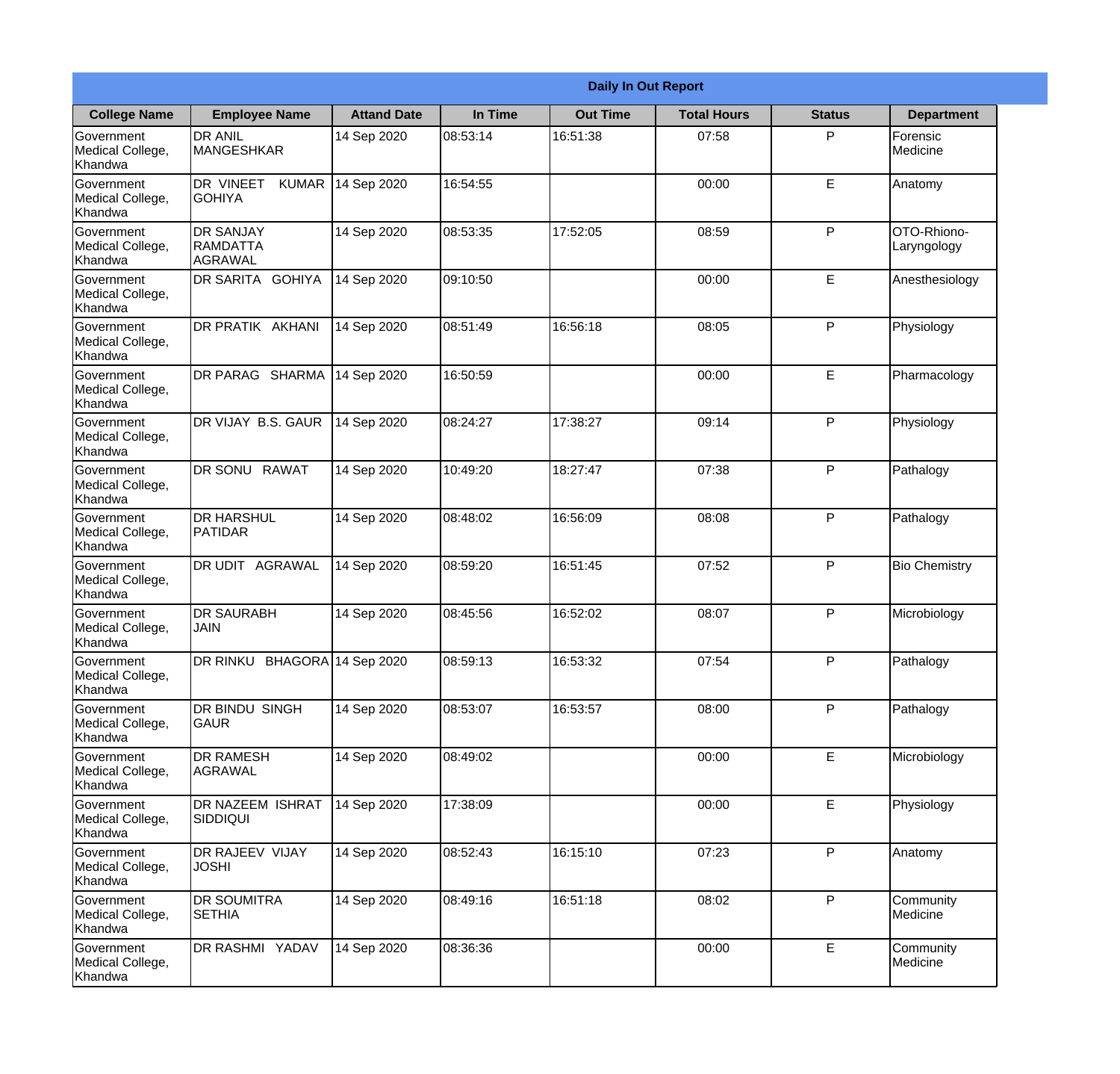| Daily In Out Report | | | | | | | |
|---|---|---|---|---|---|---|---|
| **College Name** | **Employee Name** | **Attand Date** | **In Time** | **Out Time** | **Total Hours** | **Status** | **Department** |
| Government Medical College, Khandwa | DR ANIL MANGESHKAR | 14 Sep 2020 | 08:53:14 | 16:51:38 | 07:58 | P | Forensic Medicine |
| Government Medical College, Khandwa | DR VINEET KUMAR GOHIYA | 14 Sep 2020 | 16:54:55 | | 00:00 | E | Anatomy |
| Government Medical College, Khandwa | DR SANJAY RAMDATTA AGRAWAL | 14 Sep 2020 | 08:53:35 | 17:52:05 | 08:59 | P | OTO-Rhiono-Laryngology |
| Government Medical College, Khandwa | DR SARITA GOHIYA | 14 Sep 2020 | 09:10:50 | | 00:00 | E | Anesthesiology |
| Government Medical College, Khandwa | DR PRATIK AKHANI | 14 Sep 2020 | 08:51:49 | 16:56:18 | 08:05 | P | Physiology |
| Government Medical College, Khandwa | DR PARAG SHARMA | 14 Sep 2020 | 16:50:59 | | 00:00 | E | Pharmacology |
| Government Medical College, Khandwa | DR VIJAY B.S. GAUR | 14 Sep 2020 | 08:24:27 | 17:38:27 | 09:14 | P | Physiology |
| Government Medical College, Khandwa | DR SONU RAWAT | 14 Sep 2020 | 10:49:20 | 18:27:47 | 07:38 | P | Pathalogy |
| Government Medical College, Khandwa | DR HARSHUL PATIDAR | 14 Sep 2020 | 08:48:02 | 16:56:09 | 08:08 | P | Pathalogy |
| Government Medical College, Khandwa | DR UDIT AGRAWAL | 14 Sep 2020 | 08:59:20 | 16:51:45 | 07:52 | P | Bio Chemistry |
| Government Medical College, Khandwa | DR SAURABH JAIN | 14 Sep 2020 | 08:45:56 | 16:52:02 | 08:07 | P | Microbiology |
| Government Medical College, Khandwa | DR RINKU BHAGORA | 14 Sep 2020 | 08:59:13 | 16:53:32 | 07:54 | P | Pathalogy |
| Government Medical College, Khandwa | DR BINDU SINGH GAUR | 14 Sep 2020 | 08:53:07 | 16:53:57 | 08:00 | P | Pathalogy |
| Government Medical College, Khandwa | DR RAMESH AGRAWAL | 14 Sep 2020 | 08:49:02 | | 00:00 | E | Microbiology |
| Government Medical College, Khandwa | DR NAZEEM ISHRAT SIDDIQUI | 14 Sep 2020 | 17:38:09 | | 00:00 | E | Physiology |
| Government Medical College, Khandwa | DR RAJEEV VIJAY JOSHI | 14 Sep 2020 | 08:52:43 | 16:15:10 | 07:23 | P | Anatomy |
| Government Medical College, Khandwa | DR SOUMITRA SETHIA | 14 Sep 2020 | 08:49:16 | 16:51:18 | 08:02 | P | Community Medicine |
| Government Medical College, Khandwa | DR RASHMI YADAV | 14 Sep 2020 | 08:36:36 | | 00:00 | E | Community Medicine |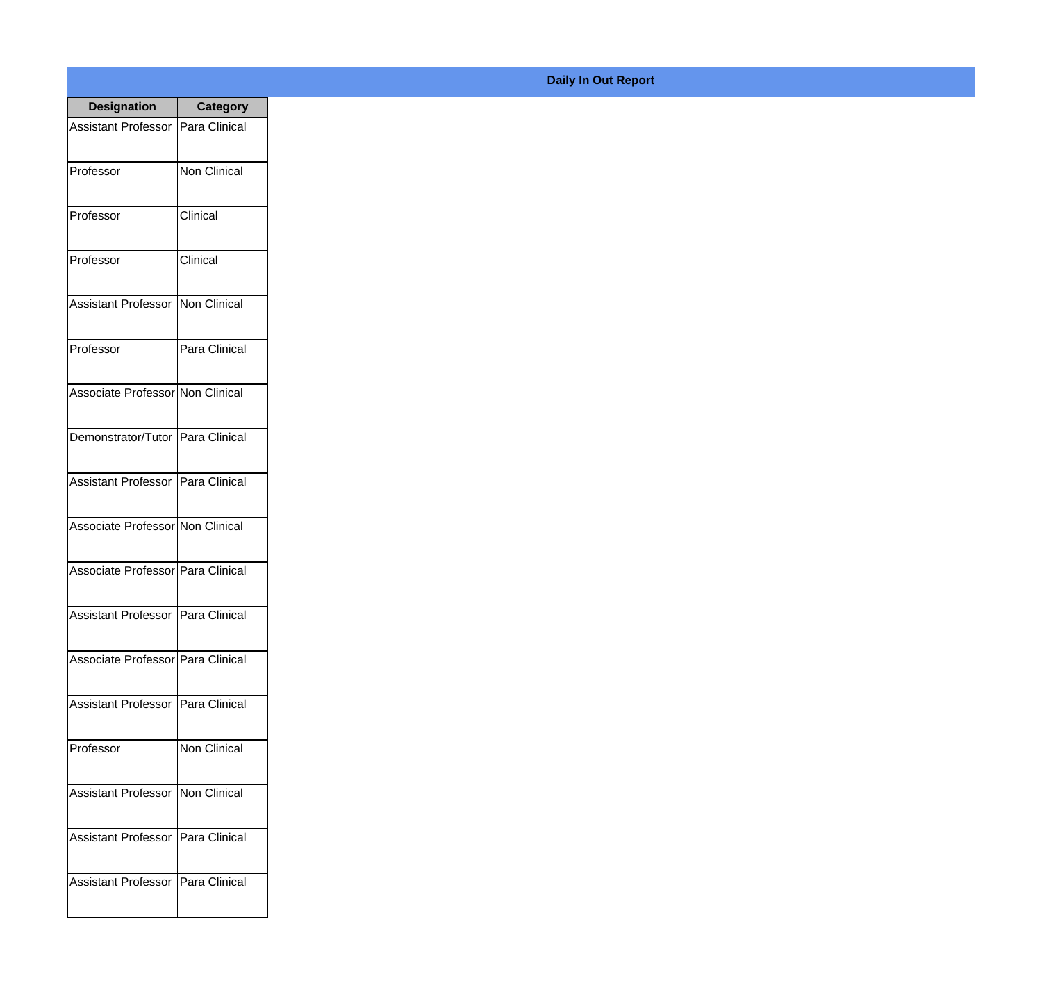## Daily In Out Report

| Designation | Category |
|---|---|
| Assistant Professor | Para Clinical |
| Professor | Non Clinical |
| Professor | Clinical |
| Professor | Clinical |
| Assistant Professor | Non Clinical |
| Professor | Para Clinical |
| Associate Professor | Non Clinical |
| Demonstrator/Tutor | Para Clinical |
| Assistant Professor | Para Clinical |
| Associate Professor | Non Clinical |
| Associate Professor | Para Clinical |
| Assistant Professor | Para Clinical |
| Associate Professor | Para Clinical |
| Assistant Professor | Para Clinical |
| Professor | Non Clinical |
| Assistant Professor | Non Clinical |
| Assistant Professor | Para Clinical |
| Assistant Professor | Para Clinical |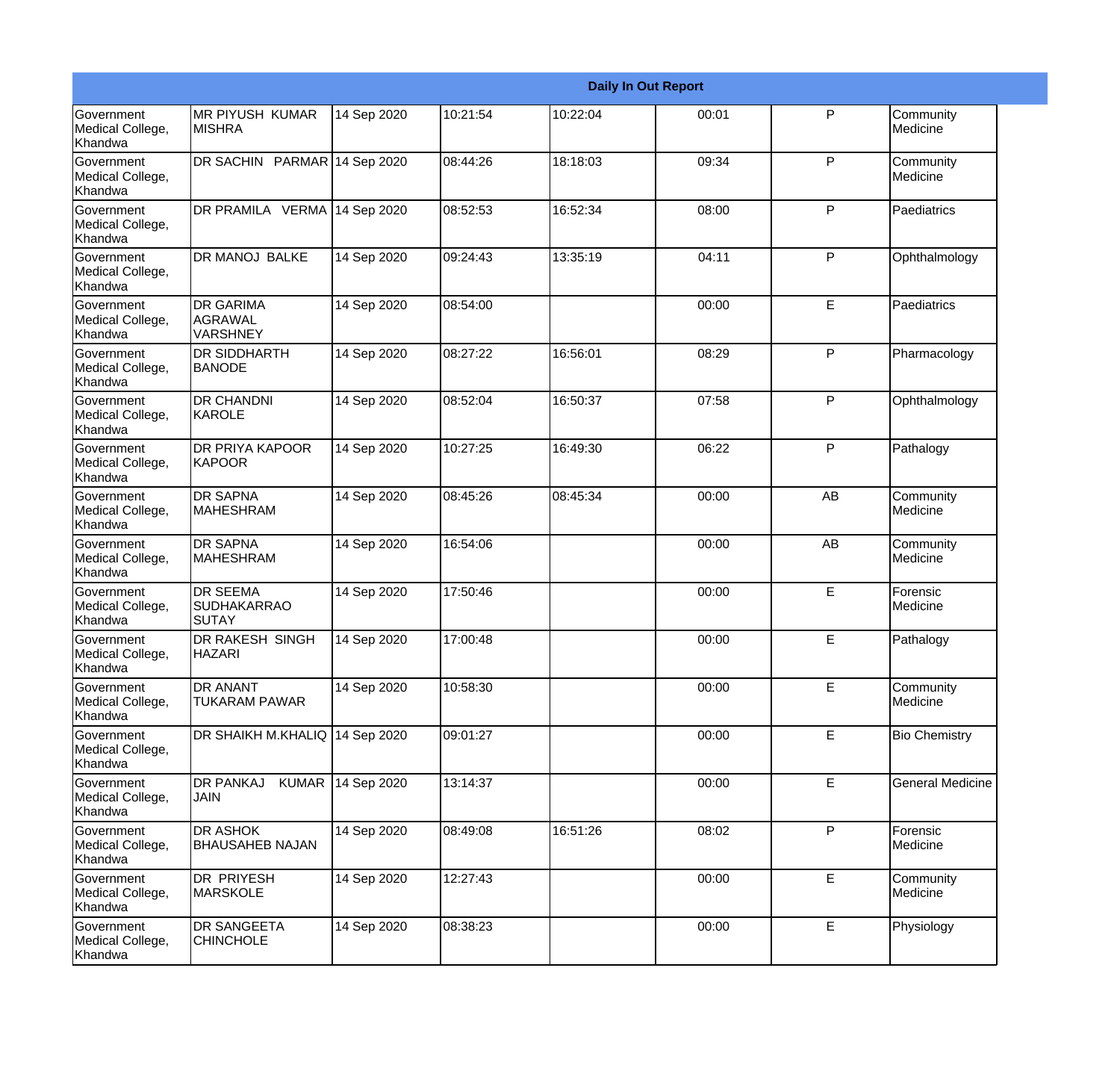| Daily In Out Report | | | | | | | |
|---|---|---|---|---|---|---|---|
| Government Medical College, Khandwa | MR PIYUSH KUMAR MISHRA | 14 Sep 2020 | 10:21:54 | 10:22:04 | 00:01 | P | Community Medicine |
| Government Medical College, Khandwa | DR SACHIN PARMAR | 14 Sep 2020 | 08:44:26 | 18:18:03 | 09:34 | P | Community Medicine |
| Government Medical College, Khandwa | DR PRAMILA VERMA | 14 Sep 2020 | 08:52:53 | 16:52:34 | 08:00 | P | Paediatrics |
| Government Medical College, Khandwa | DR MANOJ BALKE | 14 Sep 2020 | 09:24:43 | 13:35:19 | 04:11 | P | Ophthalmology |
| Government Medical College, Khandwa | DR GARIMA AGRAWAL VARSHNEY | 14 Sep 2020 | 08:54:00 | | 00:00 | E | Paediatrics |
| Government Medical College, Khandwa | DR SIDDHARTH BANODE | 14 Sep 2020 | 08:27:22 | 16:56:01 | 08:29 | P | Pharmacology |
| Government Medical College, Khandwa | DR CHANDNI KAROLE | 14 Sep 2020 | 08:52:04 | 16:50:37 | 07:58 | P | Ophthalmology |
| Government Medical College, Khandwa | DR PRIYA KAPOOR KAPOOR | 14 Sep 2020 | 10:27:25 | 16:49:30 | 06:22 | P | Pathalogy |
| Government Medical College, Khandwa | DR SAPNA MAHESHRAM | 14 Sep 2020 | 08:45:26 | 08:45:34 | 00:00 | AB | Community Medicine |
| Government Medical College, Khandwa | DR SAPNA MAHESHRAM | 14 Sep 2020 | 16:54:06 | | 00:00 | AB | Community Medicine |
| Government Medical College, Khandwa | DR SEEMA SUDHAKARRAO SUTAY | 14 Sep 2020 | 17:50:46 | | 00:00 | E | Forensic Medicine |
| Government Medical College, Khandwa | DR RAKESH SINGH HAZARI | 14 Sep 2020 | 17:00:48 | | 00:00 | E | Pathalogy |
| Government Medical College, Khandwa | DR ANANT TUKARAM PAWAR | 14 Sep 2020 | 10:58:30 | | 00:00 | E | Community Medicine |
| Government Medical College, Khandwa | DR SHAIKH M.KHALIQ | 14 Sep 2020 | 09:01:27 | | 00:00 | E | Bio Chemistry |
| Government Medical College, Khandwa | DR PANKAJ KUMAR JAIN | 14 Sep 2020 | 13:14:37 | | 00:00 | E | General Medicine |
| Government Medical College, Khandwa | DR ASHOK BHAUSAHEB NAJAN | 14 Sep 2020 | 08:49:08 | 16:51:26 | 08:02 | P | Forensic Medicine |
| Government Medical College, Khandwa | DR PRIYESH MARSKOLE | 14 Sep 2020 | 12:27:43 | | 00:00 | E | Community Medicine |
| Government Medical College, Khandwa | DR SANGEETA CHINCHOLE | 14 Sep 2020 | 08:38:23 | | 00:00 | E | Physiology |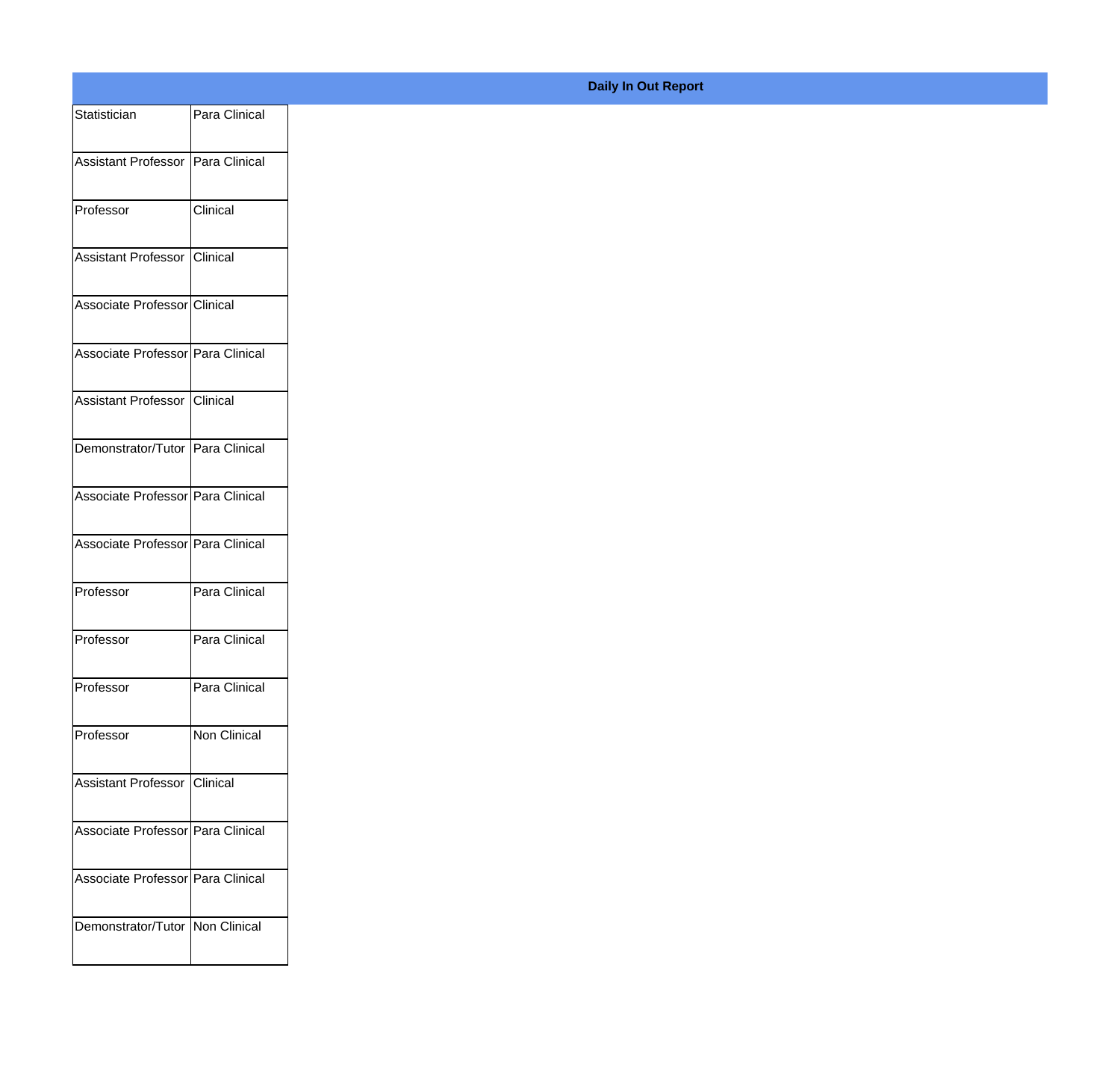**Daily In Out Report**

| | |
|---|---|
| Statistician | Para Clinical |
| Assistant Professor | Para Clinical |
| Professor | Clinical |
| Assistant Professor | Clinical |
| Associate Professor | Clinical |
| Associate Professor | Para Clinical |
| Assistant Professor | Clinical |
| Demonstrator/Tutor | Para Clinical |
| Associate Professor | Para Clinical |
| Associate Professor | Para Clinical |
| Professor | Para Clinical |
| Professor | Para Clinical |
| Professor | Para Clinical |
| Professor | Non Clinical |
| Assistant Professor | Clinical |
| Associate Professor | Para Clinical |
| Associate Professor | Para Clinical |
| Demonstrator/Tutor | Non Clinical |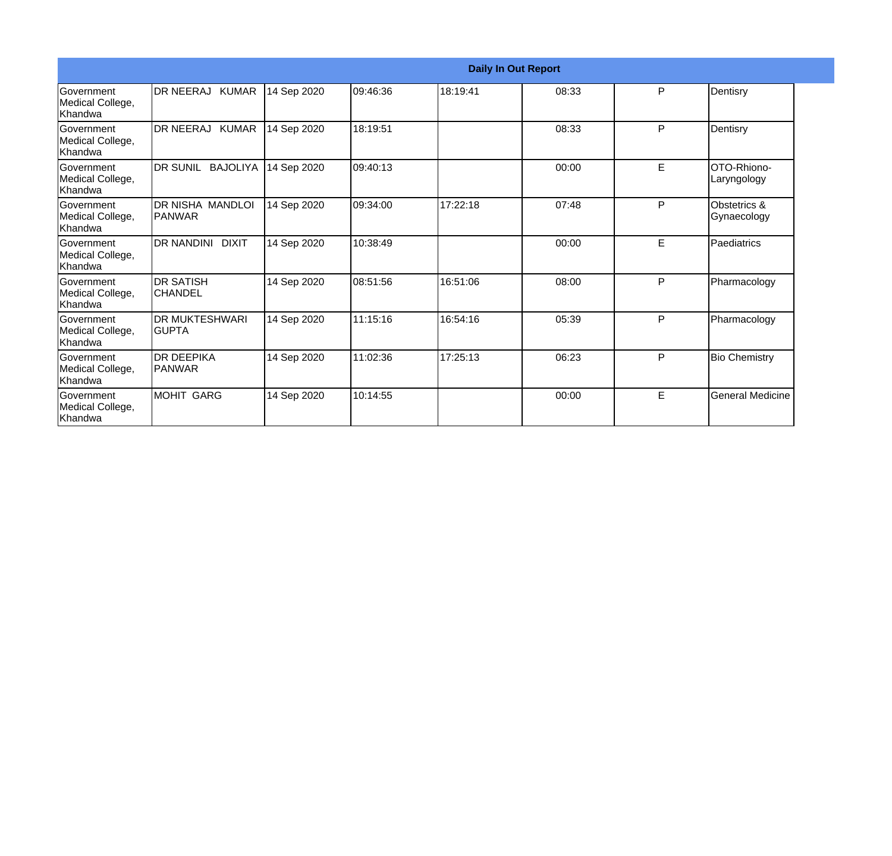| Daily In Out Report | | | | | | | |
|---|---|---|---|---|---|---|---|
| Government Medical College, Khandwa | DR NEERAJ KUMAR | 14 Sep 2020 | 09:46:36 | 18:19:41 | 08:33 | P | Dentisry |
| Government Medical College, Khandwa | DR NEERAJ KUMAR | 14 Sep 2020 | 18:19:51 | | 08:33 | P | Dentisry |
| Government Medical College, Khandwa | DR SUNIL BAJOLIYA | 14 Sep 2020 | 09:40:13 | | 00:00 | E | OTO-Rhiono-Laryngology |
| Government Medical College, Khandwa | DR NISHA MANDLOI PANWAR | 14 Sep 2020 | 09:34:00 | 17:22:18 | 07:48 | P | Obstetrics & Gynaecology |
| Government Medical College, Khandwa | DR NANDINI DIXIT | 14 Sep 2020 | 10:38:49 | | 00:00 | E | Paediatrics |
| Government Medical College, Khandwa | DR SATISH CHANDEL | 14 Sep 2020 | 08:51:56 | 16:51:06 | 08:00 | P | Pharmacology |
| Government Medical College, Khandwa | DR MUKTESHWARI GUPTA | 14 Sep 2020 | 11:15:16 | 16:54:16 | 05:39 | P | Pharmacology |
| Government Medical College, Khandwa | DR DEEPIKA PANWAR | 14 Sep 2020 | 11:02:36 | 17:25:13 | 06:23 | P | Bio Chemistry |
| Government Medical College, Khandwa | MOHIT GARG | 14 Sep 2020 | 10:14:55 | | 00:00 | E | General Medicine |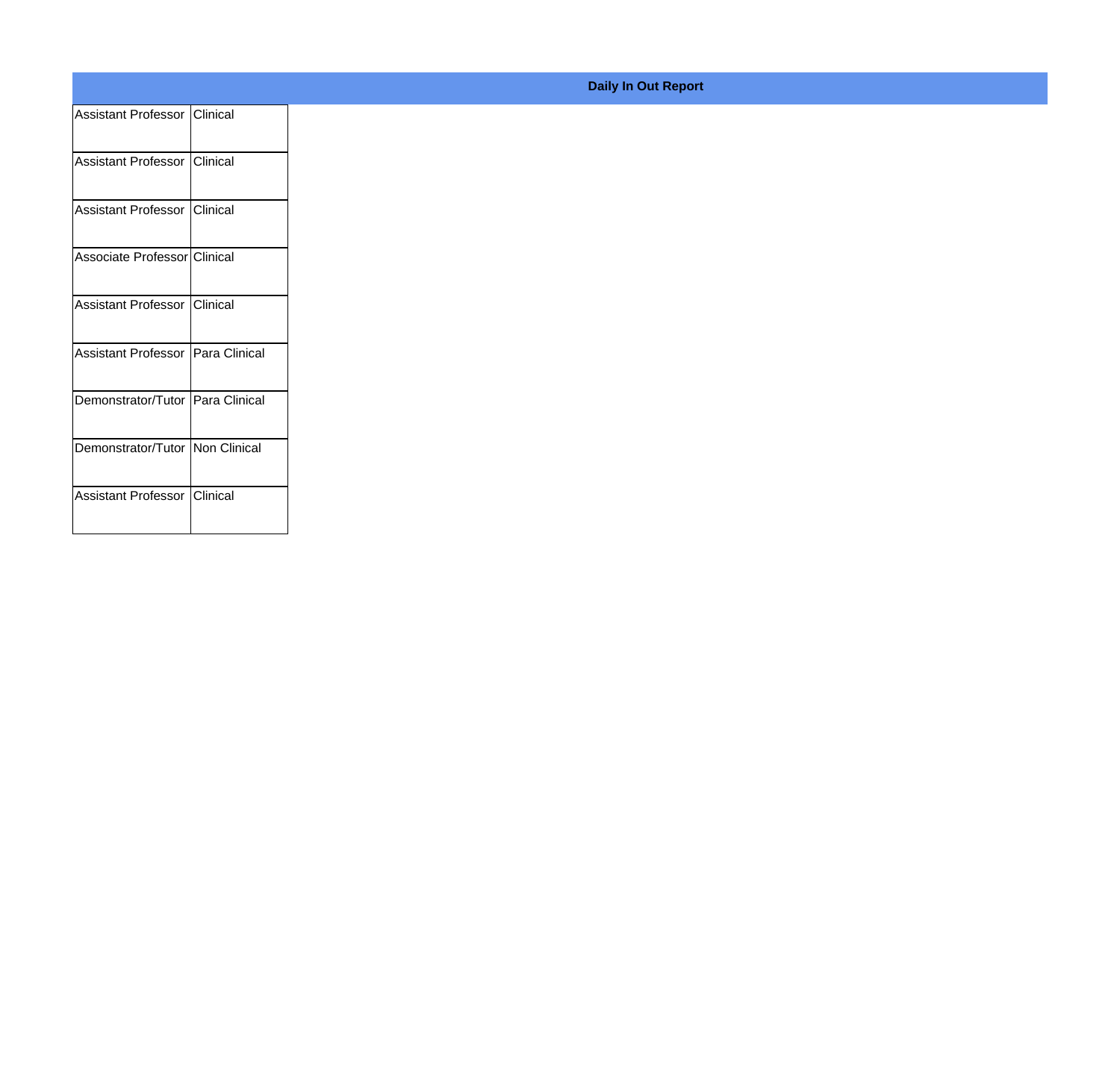**Daily In Out Report**

| | |
|---|---|
| Assistant Professor | Clinical |
| Assistant Professor | Clinical |
| Assistant Professor | Clinical |
| Associate Professor | Clinical |
| Assistant Professor | Clinical |
| Assistant Professor | Para Clinical |
| Demonstrator/Tutor | Para Clinical |
| Demonstrator/Tutor | Non Clinical |
| Assistant Professor | Clinical |